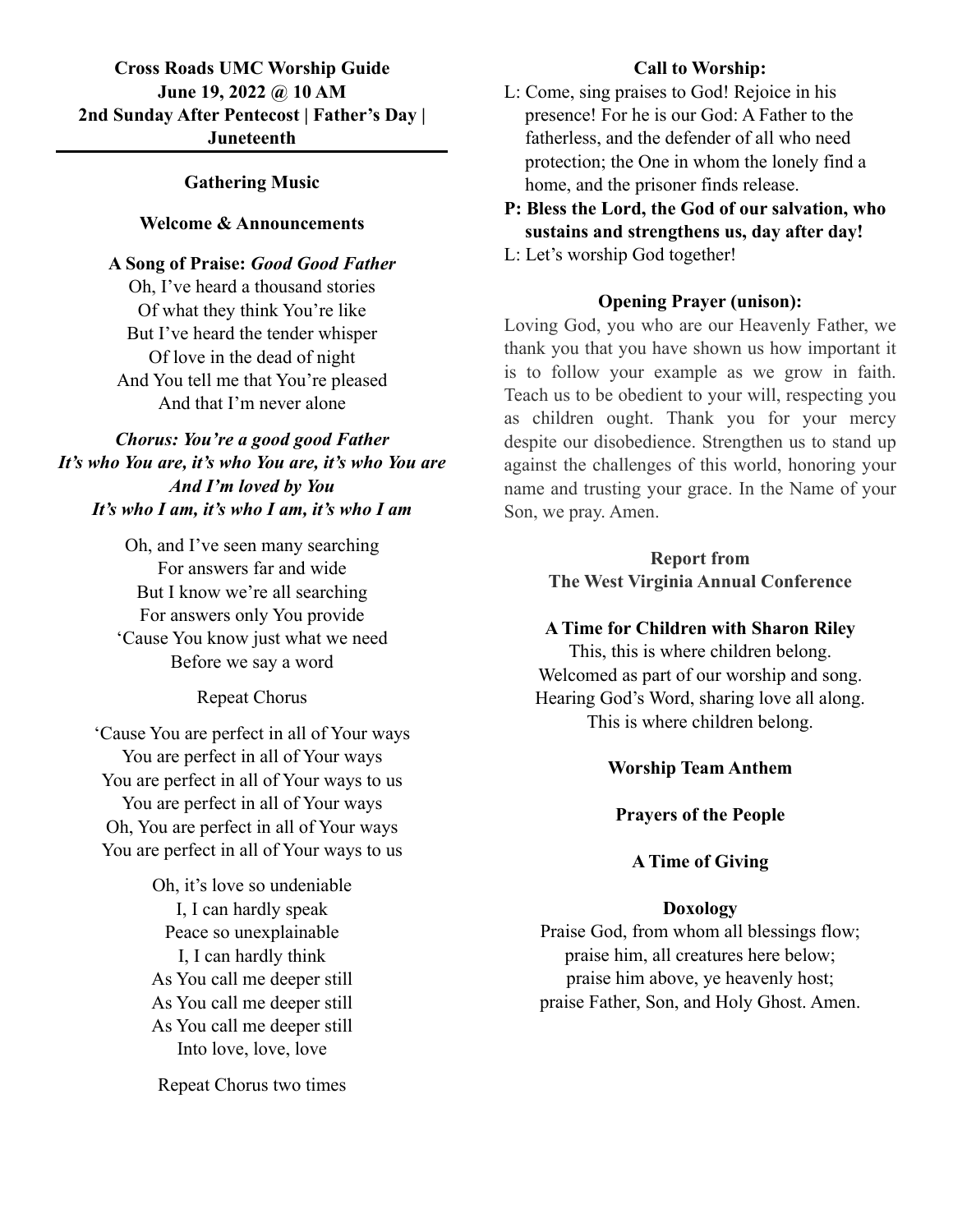**Cross Roads UMC Worship Guide**
**June 19, 2022 @ 10 AM**
**2nd Sunday After Pentecost | Father's Day | Juneteenth**

---

**Gathering Music**

**Welcome & Announcements**

**A Song of Praise:** ***Good Good Father***

Oh, I've heard a thousand stories
Of what they think You're like
But I've heard the tender whisper
Of love in the dead of night
And You tell me that You're pleased
And that I'm never alone

***Chorus: You're a good good Father***
***It's who You are, it's who You are, it's who You are***
***And I'm loved by You***
***It's who I am, it's who I am, it's who I am***

Oh, and I've seen many searching
For answers far and wide
But I know we're all searching
For answers only You provide
'Cause You know just what we need
Before we say a word

Repeat Chorus

'Cause You are perfect in all of Your ways
You are perfect in all of Your ways
You are perfect in all of Your ways to us
You are perfect in all of Your ways
Oh, You are perfect in all of Your ways
You are perfect in all of Your ways to us

Oh, it's love so undeniable
I, I can hardly speak
Peace so unexplainable
I, I can hardly think
As You call me deeper still
As You call me deeper still
As You call me deeper still
Into love, love, love

Repeat Chorus two times

**Call to Worship:**

L: Come, sing praises to God! Rejoice in his presence! For he is our God: A Father to the fatherless, and the defender of all who need protection; the One in whom the lonely find a home, and the prisoner finds release.

**P: Bless the Lord, the God of our salvation, who sustains and strengthens us, day after day!**

L: Let's worship God together!

**Opening Prayer (unison):**

Loving God, you who are our Heavenly Father, we thank you that you have shown us how important it is to follow your example as we grow in faith. Teach us to be obedient to your will, respecting you as children ought. Thank you for your mercy despite our disobedience. Strengthen us to stand up against the challenges of this world, honoring your name and trusting your grace. In the Name of your Son, we pray. Amen.

**Report from**
**The West Virginia Annual Conference**

**A Time for Children with Sharon Riley**

This, this is where children belong.
Welcomed as part of our worship and song.
Hearing God's Word, sharing love all along.
This is where children belong.

**Worship Team Anthem**

**Prayers of the People**

**A Time of Giving**

**Doxology**

Praise God, from whom all blessings flow;
praise him, all creatures here below;
praise him above, ye heavenly host;
praise Father, Son, and Holy Ghost. Amen.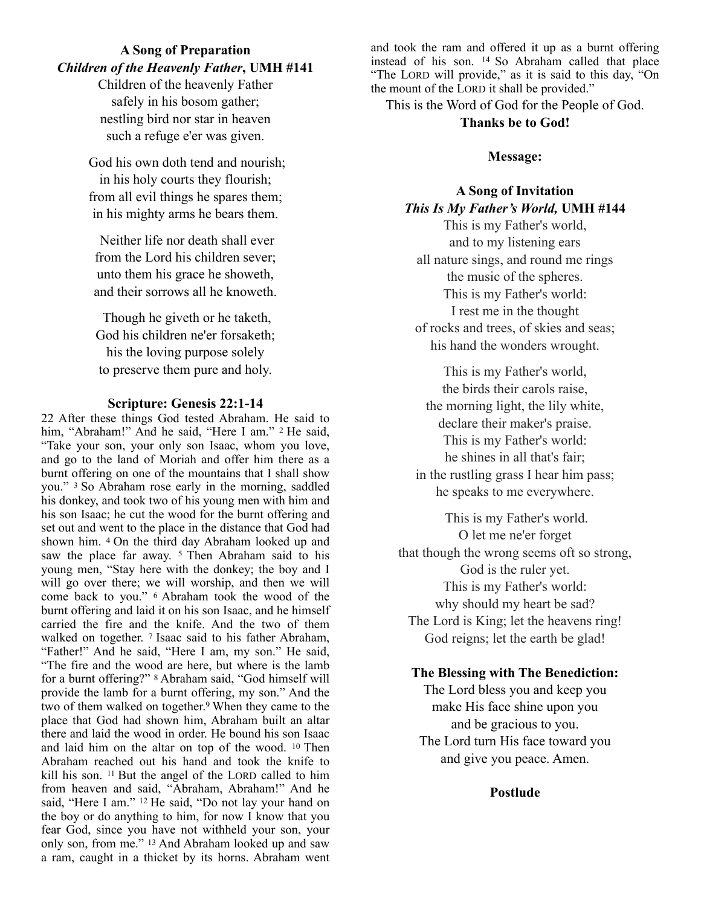**A Song of Preparation**
***Children of the Heavenly Father*, UMH #141**

Children of the heavenly Father
safely in his bosom gather;
nestling bird nor star in heaven
such a refuge e'er was given.

God his own doth tend and nourish;
in his holy courts they flourish;
from all evil things he spares them;
in his mighty arms he bears them.

Neither life nor death shall ever
from the Lord his children sever;
unto them his grace he showeth,
and their sorrows all he knoweth.

Though he giveth or he taketh,
God his children ne'er forsaketh;
his the loving purpose solely
to preserve them pure and holy.

**Scripture: Genesis 22:1-14**

22 After these things God tested Abraham. He said to him, "Abraham!" And he said, "Here I am." 2 He said, "Take your son, your only son Isaac, whom you love, and go to the land of Moriah and offer him there as a burnt offering on one of the mountains that I shall show you." 3 So Abraham rose early in the morning, saddled his donkey, and took two of his young men with him and his son Isaac; he cut the wood for the burnt offering and set out and went to the place in the distance that God had shown him. 4 On the third day Abraham looked up and saw the place far away. 5 Then Abraham said to his young men, "Stay here with the donkey; the boy and I will go over there; we will worship, and then we will come back to you." 6 Abraham took the wood of the burnt offering and laid it on his son Isaac, and he himself carried the fire and the knife. And the two of them walked on together. 7 Isaac said to his father Abraham, "Father!" And he said, "Here I am, my son." He said, "The fire and the wood are here, but where is the lamb for a burnt offering?" 8 Abraham said, "God himself will provide the lamb for a burnt offering, my son." And the two of them walked on together. 9 When they came to the place that God had shown him, Abraham built an altar there and laid the wood in order. He bound his son Isaac and laid him on the altar on top of the wood. 10 Then Abraham reached out his hand and took the knife to kill his son. 11 But the angel of the LORD called to him from heaven and said, "Abraham, Abraham!" And he said, "Here I am." 12 He said, "Do not lay your hand on the boy or do anything to him, for now I know that you fear God, since you have not withheld your son, your only son, from me." 13 And Abraham looked up and saw a ram, caught in a thicket by its horns. Abraham went and took the ram and offered it up as a burnt offering instead of his son. 14 So Abraham called that place "The LORD will provide," as it is said to this day, "On the mount of the LORD it shall be provided."

This is the Word of God for the People of God.
**Thanks be to God!**

**Message:**

**A Song of Invitation**
***This Is My Father's World,* UMH #144**

This is my Father's world,
and to my listening ears
all nature sings, and round me rings
the music of the spheres.
This is my Father's world:
I rest me in the thought
of rocks and trees, of skies and seas;
his hand the wonders wrought.

This is my Father's world,
the birds their carols raise,
the morning light, the lily white,
declare their maker's praise.
This is my Father's world:
he shines in all that's fair;
in the rustling grass I hear him pass;
he speaks to me everywhere.

This is my Father's world.
O let me ne'er forget
that though the wrong seems oft so strong,
God is the ruler yet.
This is my Father's world:
why should my heart be sad?
The Lord is King; let the heavens ring!
God reigns; let the earth be glad!

**The Blessing with The Benediction:**

The Lord bless you and keep you
make His face shine upon you
and be gracious to you.
The Lord turn His face toward you
and give you peace. Amen.

**Postlude**